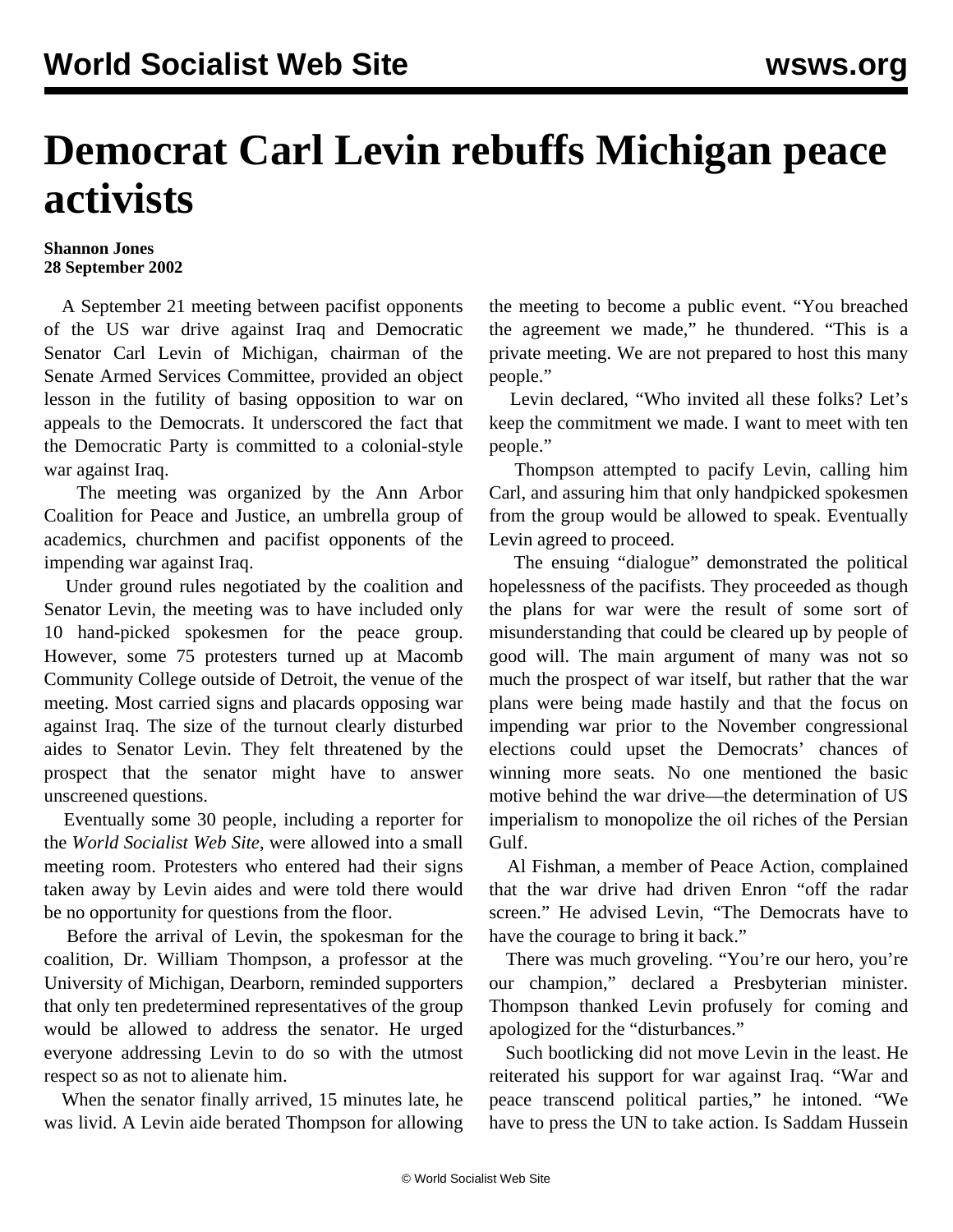# Democrat Carl Levin rebuffs Michigan peace activists

**Shannon Jones**
**28 September 2002**

A September 21 meeting between pacifist opponents of the US war drive against Iraq and Democratic Senator Carl Levin of Michigan, chairman of the Senate Armed Services Committee, provided an object lesson in the futility of basing opposition to war on appeals to the Democrats. It underscored the fact that the Democratic Party is committed to a colonial-style war against Iraq.

The meeting was organized by the Ann Arbor Coalition for Peace and Justice, an umbrella group of academics, churchmen and pacifist opponents of the impending war against Iraq.

Under ground rules negotiated by the coalition and Senator Levin, the meeting was to have included only 10 hand-picked spokesmen for the peace group. However, some 75 protesters turned up at Macomb Community College outside of Detroit, the venue of the meeting. Most carried signs and placards opposing war against Iraq. The size of the turnout clearly disturbed aides to Senator Levin. They felt threatened by the prospect that the senator might have to answer unscreened questions.

Eventually some 30 people, including a reporter for the *World Socialist Web Site*, were allowed into a small meeting room. Protesters who entered had their signs taken away by Levin aides and were told there would be no opportunity for questions from the floor.

Before the arrival of Levin, the spokesman for the coalition, Dr. William Thompson, a professor at the University of Michigan, Dearborn, reminded supporters that only ten predetermined representatives of the group would be allowed to address the senator. He urged everyone addressing Levin to do so with the utmost respect so as not to alienate him.

When the senator finally arrived, 15 minutes late, he was livid. A Levin aide berated Thompson for allowing the meeting to become a public event. "You breached the agreement we made," he thundered. "This is a private meeting. We are not prepared to host this many people."

Levin declared, "Who invited all these folks? Let's keep the commitment we made. I want to meet with ten people."

Thompson attempted to pacify Levin, calling him Carl, and assuring him that only handpicked spokesmen from the group would be allowed to speak. Eventually Levin agreed to proceed.

The ensuing "dialogue" demonstrated the political hopelessness of the pacifists. They proceeded as though the plans for war were the result of some sort of misunderstanding that could be cleared up by people of good will. The main argument of many was not so much the prospect of war itself, but rather that the war plans were being made hastily and that the focus on impending war prior to the November congressional elections could upset the Democrats' chances of winning more seats. No one mentioned the basic motive behind the war drive—the determination of US imperialism to monopolize the oil riches of the Persian Gulf.

Al Fishman, a member of Peace Action, complained that the war drive had driven Enron "off the radar screen." He advised Levin, "The Democrats have to have the courage to bring it back."

There was much groveling. "You're our hero, you're our champion," declared a Presbyterian minister. Thompson thanked Levin profusely for coming and apologized for the "disturbances."

Such bootlicking did not move Levin in the least. He reiterated his support for war against Iraq. "War and peace transcend political parties," he intoned. "We have to press the UN to take action. Is Saddam Hussein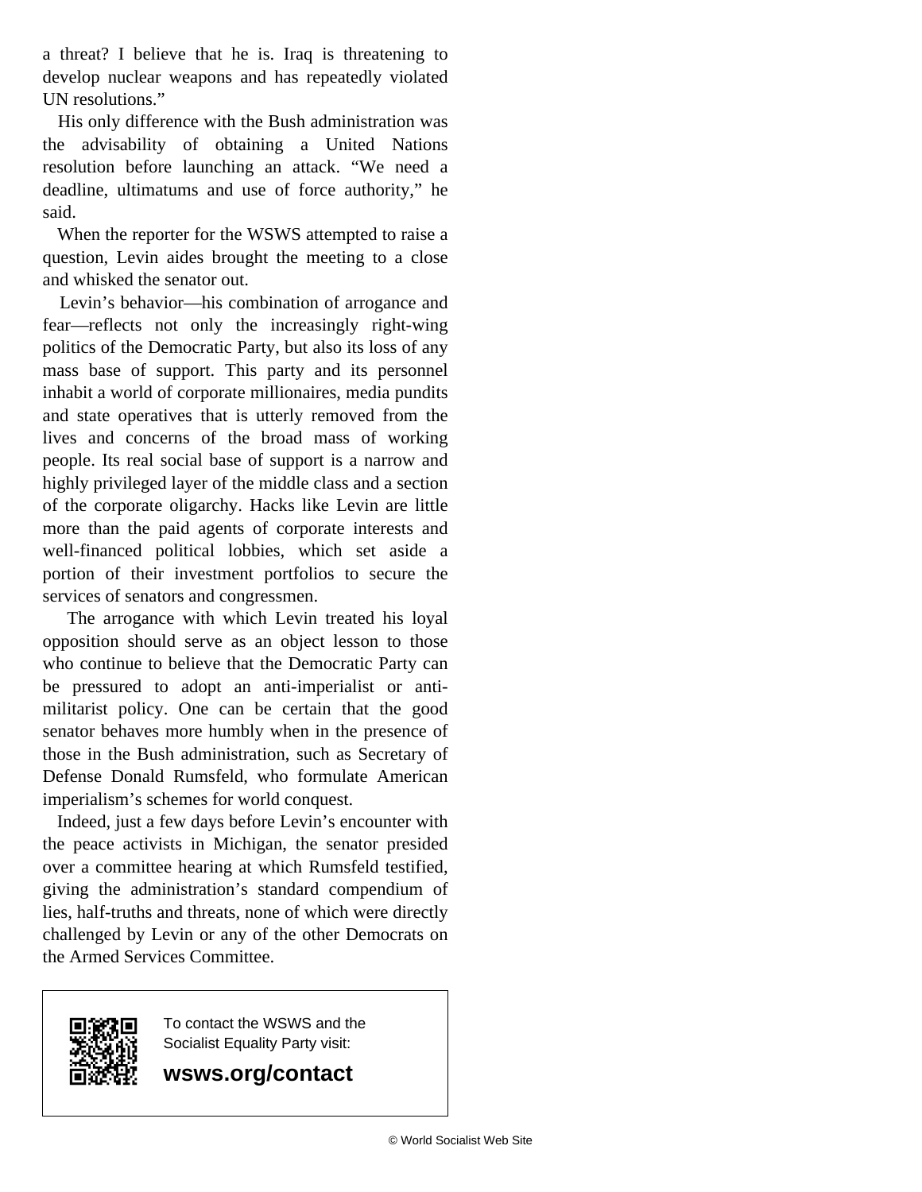a threat? I believe that he is. Iraq is threatening to develop nuclear weapons and has repeatedly violated UN resolutions."

His only difference with the Bush administration was the advisability of obtaining a United Nations resolution before launching an attack. "We need a deadline, ultimatums and use of force authority," he said.

When the reporter for the WSWS attempted to raise a question, Levin aides brought the meeting to a close and whisked the senator out.

Levin's behavior—his combination of arrogance and fear—reflects not only the increasingly right-wing politics of the Democratic Party, but also its loss of any mass base of support. This party and its personnel inhabit a world of corporate millionaires, media pundits and state operatives that is utterly removed from the lives and concerns of the broad mass of working people. Its real social base of support is a narrow and highly privileged layer of the middle class and a section of the corporate oligarchy. Hacks like Levin are little more than the paid agents of corporate interests and well-financed political lobbies, which set aside a portion of their investment portfolios to secure the services of senators and congressmen.

The arrogance with which Levin treated his loyal opposition should serve as an object lesson to those who continue to believe that the Democratic Party can be pressured to adopt an anti-imperialist or anti-militarist policy. One can be certain that the good senator behaves more humbly when in the presence of those in the Bush administration, such as Secretary of Defense Donald Rumsfeld, who formulate American imperialism's schemes for world conquest.

Indeed, just a few days before Levin's encounter with the peace activists in Michigan, the senator presided over a committee hearing at which Rumsfeld testified, giving the administration's standard compendium of lies, half-truths and threats, none of which were directly challenged by Levin or any of the other Democrats on the Armed Services Committee.

To contact the WSWS and the Socialist Equality Party visit:

**wsws.org/contact**

© World Socialist Web Site